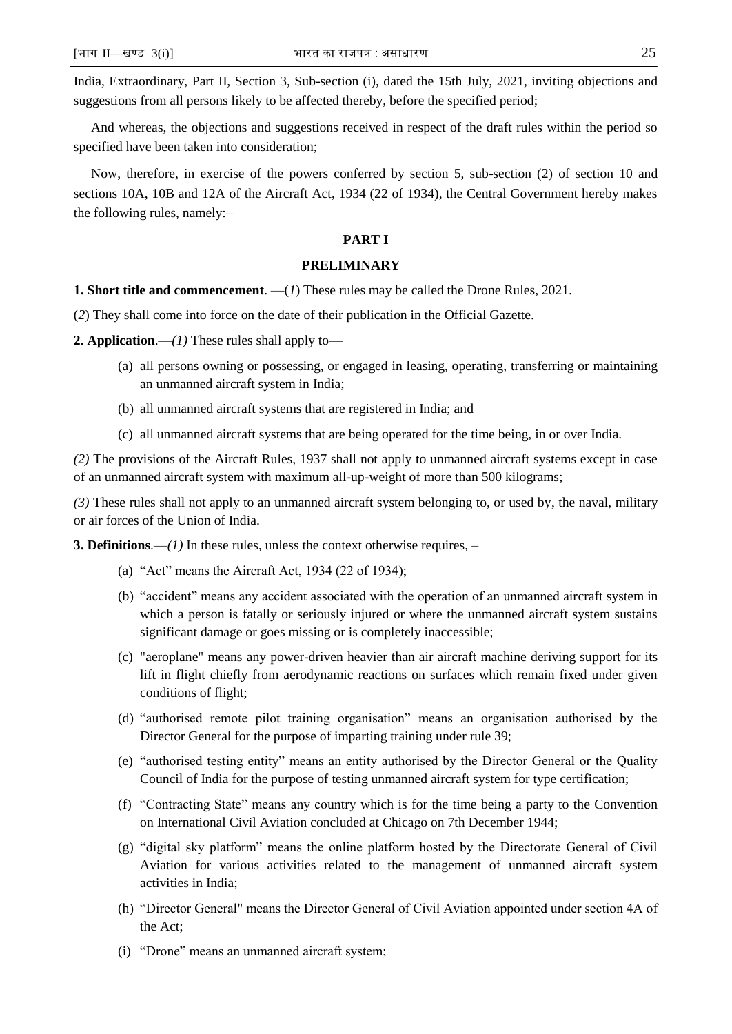India, Extraordinary, Part II, Section 3, Sub-section (i), dated the 15th July, 2021, inviting objections and suggestions from all persons likely to be affected thereby, before the specified period;

And whereas, the objections and suggestions received in respect of the draft rules within the period so specified have been taken into consideration;

Now, therefore, in exercise of the powers conferred by section 5, sub-section (2) of section 10 and sections 10A, 10B and 12A of the Aircraft Act, 1934 (22 of 1934), the Central Government hereby makes the following rules, namely:–

## PART I

## PRELIMINARY

**1. Short title and commencement**. —(*1*) These rules may be called the Drone Rules, 2021.

(*2*) They shall come into force on the date of their publication in the Official Gazette.

**2. Application**.—*(1)* These rules shall apply to—

(a) all persons owning or possessing, or engaged in leasing, operating, transferring or maintaining an unmanned aircraft system in India;

(b) all unmanned aircraft systems that are registered in India; and

(c) all unmanned aircraft systems that are being operated for the time being, in or over India.

*(2)* The provisions of the Aircraft Rules, 1937 shall not apply to unmanned aircraft systems except in case of an unmanned aircraft system with maximum all-up-weight of more than 500 kilograms;

*(3)* These rules shall not apply to an unmanned aircraft system belonging to, or used by, the naval, military or air forces of the Union of India.

**3. Definitions**.—*(1)* In these rules, unless the context otherwise requires, –

(a) "Act" means the Aircraft Act, 1934 (22 of 1934);

(b) "accident" means any accident associated with the operation of an unmanned aircraft system in which a person is fatally or seriously injured or where the unmanned aircraft system sustains significant damage or goes missing or is completely inaccessible;

(c) "aeroplane" means any power-driven heavier than air aircraft machine deriving support for its lift in flight chiefly from aerodynamic reactions on surfaces which remain fixed under given conditions of flight;

(d) "authorised remote pilot training organisation" means an organisation authorised by the Director General for the purpose of imparting training under rule 39;

(e) "authorised testing entity" means an entity authorised by the Director General or the Quality Council of India for the purpose of testing unmanned aircraft system for type certification;

(f) "Contracting State" means any country which is for the time being a party to the Convention on International Civil Aviation concluded at Chicago on 7th December 1944;

(g) "digital sky platform" means the online platform hosted by the Directorate General of Civil Aviation for various activities related to the management of unmanned aircraft system activities in India;

(h) "Director General" means the Director General of Civil Aviation appointed under section 4A of the Act;

(i) "Drone" means an unmanned aircraft system;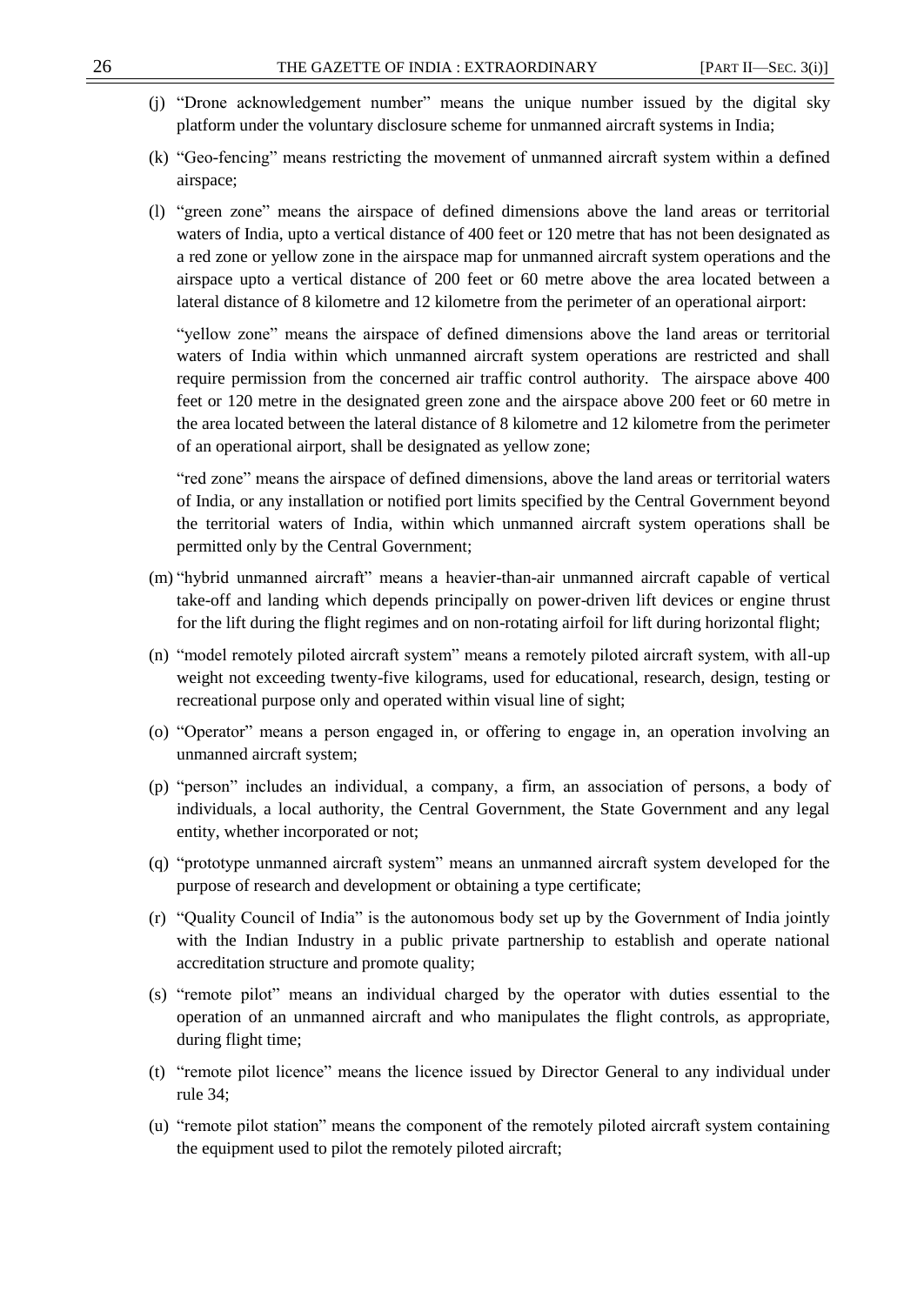(j) "Drone acknowledgement number" means the unique number issued by the digital sky platform under the voluntary disclosure scheme for unmanned aircraft systems in India;

(k) "Geo-fencing" means restricting the movement of unmanned aircraft system within a defined airspace;

(l) "green zone" means the airspace of defined dimensions above the land areas or territorial waters of India, upto a vertical distance of 400 feet or 120 metre that has not been designated as a red zone or yellow zone in the airspace map for unmanned aircraft system operations and the airspace upto a vertical distance of 200 feet or 60 metre above the area located between a lateral distance of 8 kilometre and 12 kilometre from the perimeter of an operational airport:

"yellow zone" means the airspace of defined dimensions above the land areas or territorial waters of India within which unmanned aircraft system operations are restricted and shall require permission from the concerned air traffic control authority. The airspace above 400 feet or 120 metre in the designated green zone and the airspace above 200 feet or 60 metre in the area located between the lateral distance of 8 kilometre and 12 kilometre from the perimeter of an operational airport, shall be designated as yellow zone;

"red zone" means the airspace of defined dimensions, above the land areas or territorial waters of India, or any installation or notified port limits specified by the Central Government beyond the territorial waters of India, within which unmanned aircraft system operations shall be permitted only by the Central Government;

(m) "hybrid unmanned aircraft" means a heavier-than-air unmanned aircraft capable of vertical take-off and landing which depends principally on power-driven lift devices or engine thrust for the lift during the flight regimes and on non-rotating airfoil for lift during horizontal flight;

(n) "model remotely piloted aircraft system" means a remotely piloted aircraft system, with all-up weight not exceeding twenty-five kilograms, used for educational, research, design, testing or recreational purpose only and operated within visual line of sight;

(o) "Operator" means a person engaged in, or offering to engage in, an operation involving an unmanned aircraft system;

(p) "person" includes an individual, a company, a firm, an association of persons, a body of individuals, a local authority, the Central Government, the State Government and any legal entity, whether incorporated or not;

(q) "prototype unmanned aircraft system" means an unmanned aircraft system developed for the purpose of research and development or obtaining a type certificate;

(r) "Quality Council of India" is the autonomous body set up by the Government of India jointly with the Indian Industry in a public private partnership to establish and operate national accreditation structure and promote quality;

(s) "remote pilot" means an individual charged by the operator with duties essential to the operation of an unmanned aircraft and who manipulates the flight controls, as appropriate, during flight time;

(t) "remote pilot licence" means the licence issued by Director General to any individual under rule 34;

(u) "remote pilot station" means the component of the remotely piloted aircraft system containing the equipment used to pilot the remotely piloted aircraft;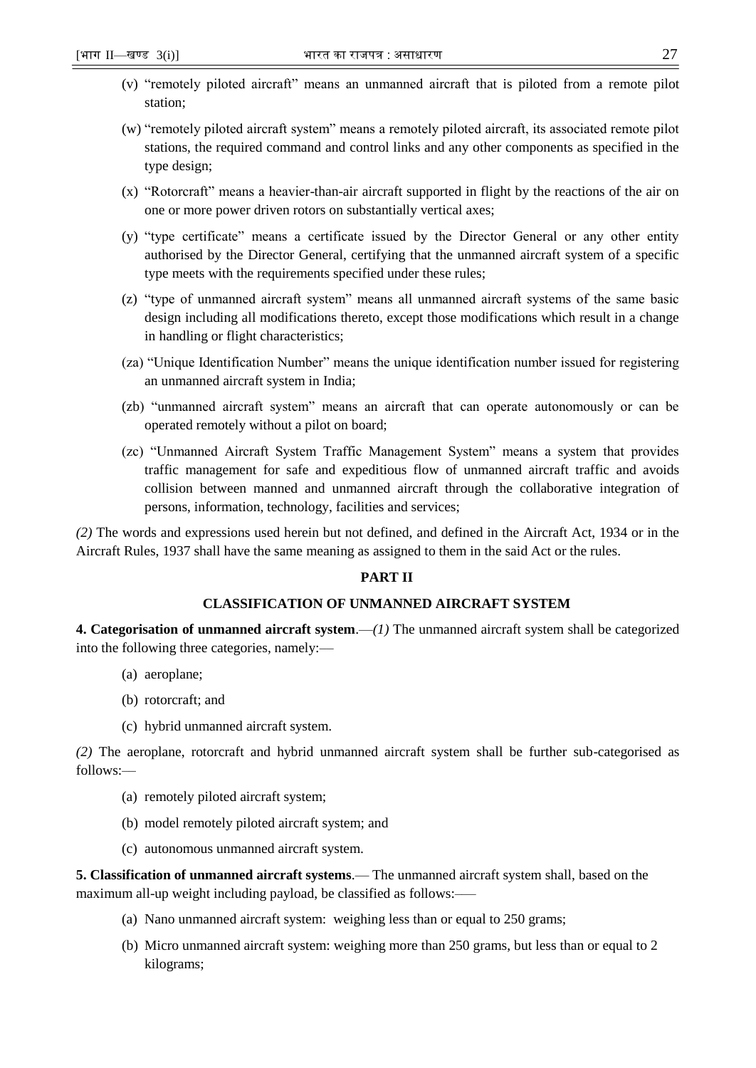(v) "remotely piloted aircraft" means an unmanned aircraft that is piloted from a remote pilot station;

(w) "remotely piloted aircraft system" means a remotely piloted aircraft, its associated remote pilot stations, the required command and control links and any other components as specified in the type design;

(x) "Rotorcraft" means a heavier-than-air aircraft supported in flight by the reactions of the air on one or more power driven rotors on substantially vertical axes;

(y) "type certificate" means a certificate issued by the Director General or any other entity authorised by the Director General, certifying that the unmanned aircraft system of a specific type meets with the requirements specified under these rules;

(z) "type of unmanned aircraft system" means all unmanned aircraft systems of the same basic design including all modifications thereto, except those modifications which result in a change in handling or flight characteristics;

(za) "Unique Identification Number" means the unique identification number issued for registering an unmanned aircraft system in India;

(zb) "unmanned aircraft system" means an aircraft that can operate autonomously or can be operated remotely without a pilot on board;

(zc) "Unmanned Aircraft System Traffic Management System" means a system that provides traffic management for safe and expeditious flow of unmanned aircraft traffic and avoids collision between manned and unmanned aircraft through the collaborative integration of persons, information, technology, facilities and services;

*(2)* The words and expressions used herein but not defined, and defined in the Aircraft Act, 1934 or in the Aircraft Rules, 1937 shall have the same meaning as assigned to them in the said Act or the rules.

## PART II

## CLASSIFICATION OF UNMANNED AIRCRAFT SYSTEM

**4. Categorisation of unmanned aircraft system**.—*(1)* The unmanned aircraft system shall be categorized into the following three categories, namely:—

(a) aeroplane;

(b) rotorcraft; and

(c) hybrid unmanned aircraft system.

*(2)* The aeroplane, rotorcraft and hybrid unmanned aircraft system shall be further sub-categorised as follows:—

(a) remotely piloted aircraft system;

(b) model remotely piloted aircraft system; and

(c) autonomous unmanned aircraft system.

**5. Classification of unmanned aircraft systems**.— The unmanned aircraft system shall, based on the maximum all-up weight including payload, be classified as follows:—

(a) Nano unmanned aircraft system: weighing less than or equal to 250 grams;

(b) Micro unmanned aircraft system: weighing more than 250 grams, but less than or equal to 2 kilograms;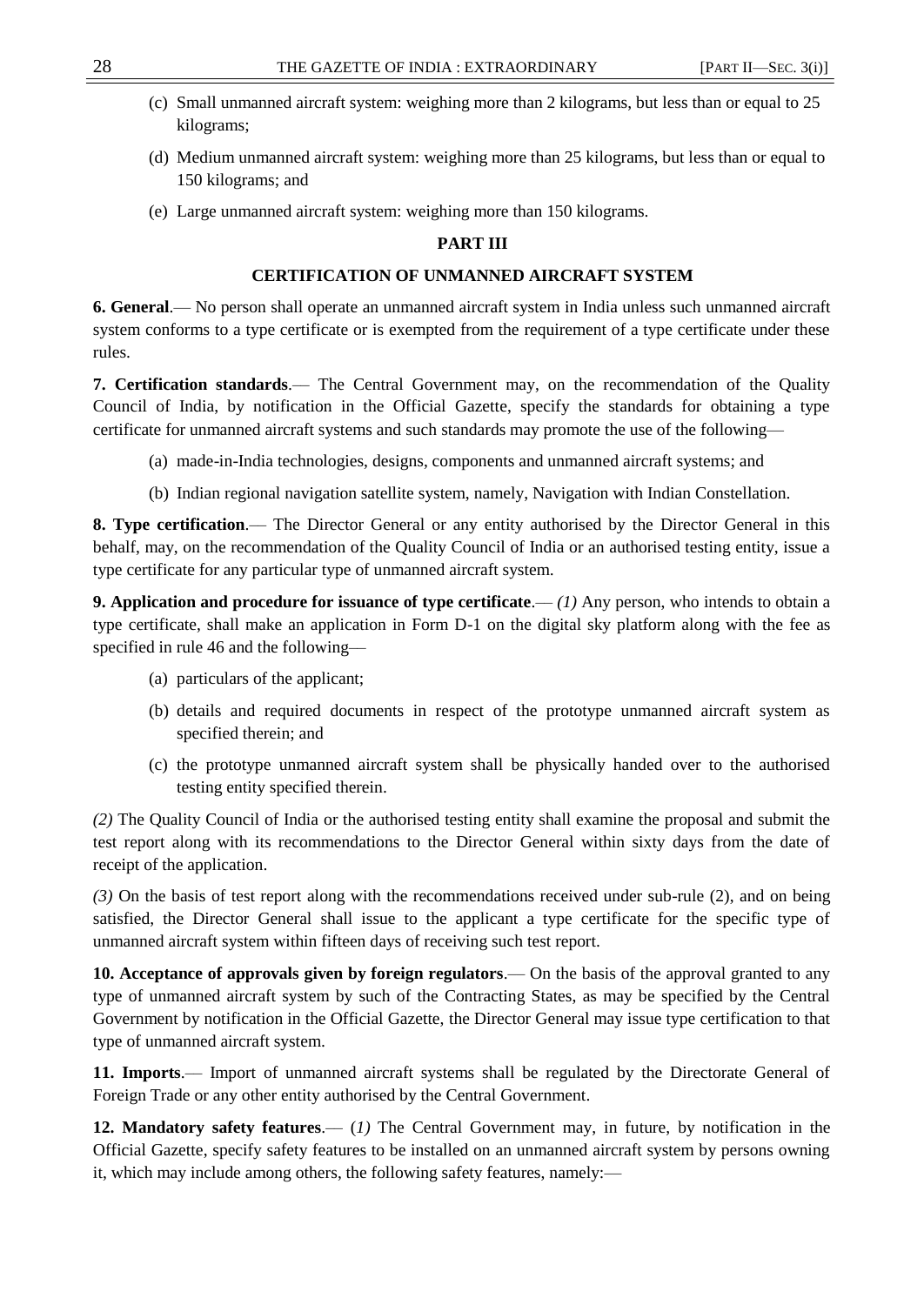(c) Small unmanned aircraft system: weighing more than 2 kilograms, but less than or equal to 25 kilograms;

(d) Medium unmanned aircraft system: weighing more than 25 kilograms, but less than or equal to 150 kilograms; and

(e) Large unmanned aircraft system: weighing more than 150 kilograms.

## PART III

## CERTIFICATION OF UNMANNED AIRCRAFT SYSTEM

**6. General**.— No person shall operate an unmanned aircraft system in India unless such unmanned aircraft system conforms to a type certificate or is exempted from the requirement of a type certificate under these rules.

**7. Certification standards**.— The Central Government may, on the recommendation of the Quality Council of India, by notification in the Official Gazette, specify the standards for obtaining a type certificate for unmanned aircraft systems and such standards may promote the use of the following—

(a) made-in-India technologies, designs, components and unmanned aircraft systems; and

(b) Indian regional navigation satellite system, namely, Navigation with Indian Constellation.

**8. Type certification**.— The Director General or any entity authorised by the Director General in this behalf, may, on the recommendation of the Quality Council of India or an authorised testing entity, issue a type certificate for any particular type of unmanned aircraft system.

**9. Application and procedure for issuance of type certificate**.— *(1)* Any person, who intends to obtain a type certificate, shall make an application in Form D-1 on the digital sky platform along with the fee as specified in rule 46 and the following—

(a) particulars of the applicant;

(b) details and required documents in respect of the prototype unmanned aircraft system as specified therein; and

(c) the prototype unmanned aircraft system shall be physically handed over to the authorised testing entity specified therein.

*(2)* The Quality Council of India or the authorised testing entity shall examine the proposal and submit the test report along with its recommendations to the Director General within sixty days from the date of receipt of the application.

*(3)* On the basis of test report along with the recommendations received under sub-rule (2), and on being satisfied, the Director General shall issue to the applicant a type certificate for the specific type of unmanned aircraft system within fifteen days of receiving such test report.

**10. Acceptance of approvals given by foreign regulators**.— On the basis of the approval granted to any type of unmanned aircraft system by such of the Contracting States, as may be specified by the Central Government by notification in the Official Gazette, the Director General may issue type certification to that type of unmanned aircraft system.

**11. Imports**.— Import of unmanned aircraft systems shall be regulated by the Directorate General of Foreign Trade or any other entity authorised by the Central Government.

**12. Mandatory safety features**.— (*1)* The Central Government may, in future, by notification in the Official Gazette, specify safety features to be installed on an unmanned aircraft system by persons owning it, which may include among others, the following safety features, namely:—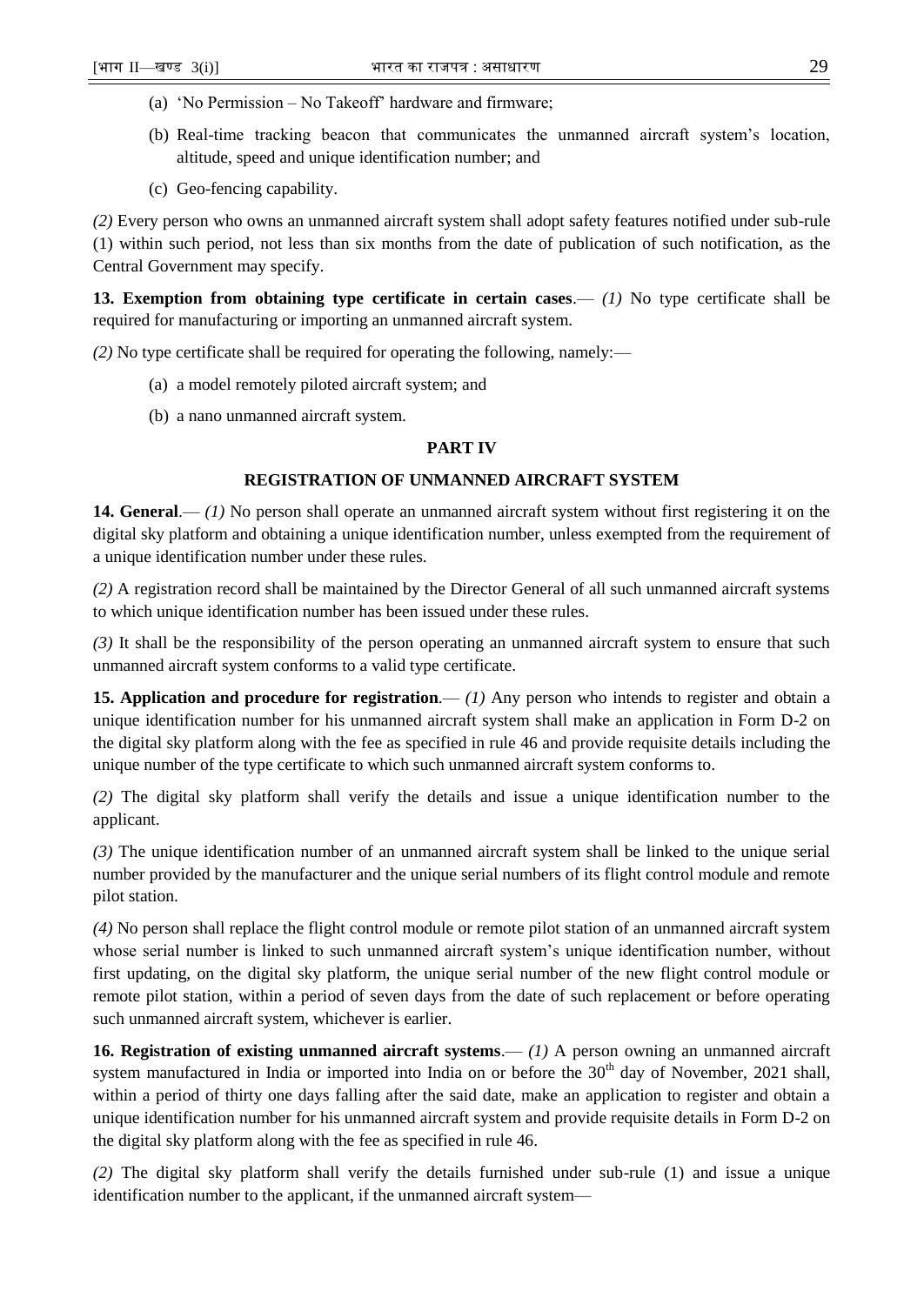(a) 'No Permission – No Takeoff' hardware and firmware;

(b) Real-time tracking beacon that communicates the unmanned aircraft system's location, altitude, speed and unique identification number; and

(c) Geo-fencing capability.

*(2)* Every person who owns an unmanned aircraft system shall adopt safety features notified under sub-rule (1) within such period, not less than six months from the date of publication of such notification, as the Central Government may specify.

**13. Exemption from obtaining type certificate in certain cases**.— *(1)* No type certificate shall be required for manufacturing or importing an unmanned aircraft system.

*(2)* No type certificate shall be required for operating the following, namely:—

(a) a model remotely piloted aircraft system; and

(b) a nano unmanned aircraft system.

## PART IV

## REGISTRATION OF UNMANNED AIRCRAFT SYSTEM

**14. General**.— *(1)* No person shall operate an unmanned aircraft system without first registering it on the digital sky platform and obtaining a unique identification number, unless exempted from the requirement of a unique identification number under these rules.

*(2)* A registration record shall be maintained by the Director General of all such unmanned aircraft systems to which unique identification number has been issued under these rules.

*(3)* It shall be the responsibility of the person operating an unmanned aircraft system to ensure that such unmanned aircraft system conforms to a valid type certificate.

**15. Application and procedure for registration**.— *(1)* Any person who intends to register and obtain a unique identification number for his unmanned aircraft system shall make an application in Form D-2 on the digital sky platform along with the fee as specified in rule 46 and provide requisite details including the unique number of the type certificate to which such unmanned aircraft system conforms to.

*(2)* The digital sky platform shall verify the details and issue a unique identification number to the applicant.

*(3)* The unique identification number of an unmanned aircraft system shall be linked to the unique serial number provided by the manufacturer and the unique serial numbers of its flight control module and remote pilot station.

*(4)* No person shall replace the flight control module or remote pilot station of an unmanned aircraft system whose serial number is linked to such unmanned aircraft system's unique identification number, without first updating, on the digital sky platform, the unique serial number of the new flight control module or remote pilot station, within a period of seven days from the date of such replacement or before operating such unmanned aircraft system, whichever is earlier.

**16. Registration of existing unmanned aircraft systems**.— *(1)* A person owning an unmanned aircraft system manufactured in India or imported into India on or before the 30th day of November, 2021 shall, within a period of thirty one days falling after the said date, make an application to register and obtain a unique identification number for his unmanned aircraft system and provide requisite details in Form D-2 on the digital sky platform along with the fee as specified in rule 46.

*(2)* The digital sky platform shall verify the details furnished under sub-rule (1) and issue a unique identification number to the applicant, if the unmanned aircraft system—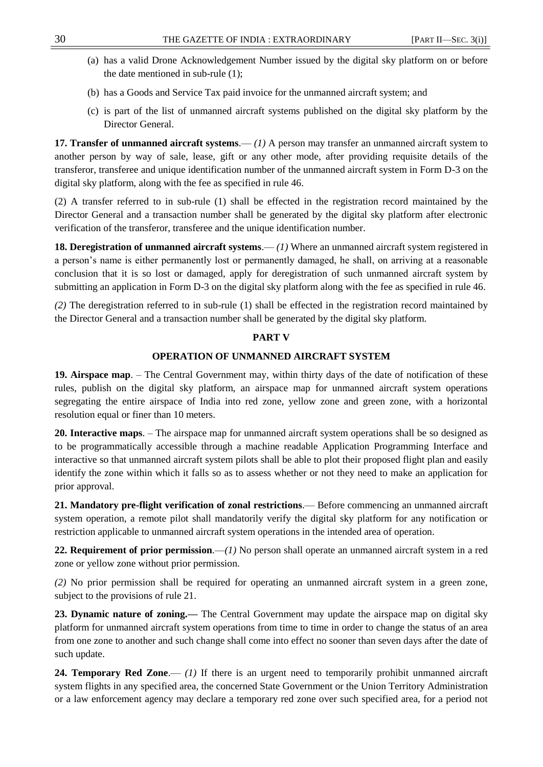(a) has a valid Drone Acknowledgement Number issued by the digital sky platform on or before the date mentioned in sub-rule (1);

(b) has a Goods and Service Tax paid invoice for the unmanned aircraft system; and

(c) is part of the list of unmanned aircraft systems published on the digital sky platform by the Director General.

**17. Transfer of unmanned aircraft systems**.— *(1)* A person may transfer an unmanned aircraft system to another person by way of sale, lease, gift or any other mode, after providing requisite details of the transferor, transferee and unique identification number of the unmanned aircraft system in Form D-3 on the digital sky platform, along with the fee as specified in rule 46.

(2) A transfer referred to in sub-rule (1) shall be effected in the registration record maintained by the Director General and a transaction number shall be generated by the digital sky platform after electronic verification of the transferor, transferee and the unique identification number.

**18. Deregistration of unmanned aircraft systems**.— *(1)* Where an unmanned aircraft system registered in a person's name is either permanently lost or permanently damaged, he shall, on arriving at a reasonable conclusion that it is so lost or damaged, apply for deregistration of such unmanned aircraft system by submitting an application in Form D-3 on the digital sky platform along with the fee as specified in rule 46.

*(2)* The deregistration referred to in sub-rule (1) shall be effected in the registration record maintained by the Director General and a transaction number shall be generated by the digital sky platform.

## PART V

## OPERATION OF UNMANNED AIRCRAFT SYSTEM

**19. Airspace map**. – The Central Government may, within thirty days of the date of notification of these rules, publish on the digital sky platform, an airspace map for unmanned aircraft system operations segregating the entire airspace of India into red zone, yellow zone and green zone, with a horizontal resolution equal or finer than 10 meters.

**20. Interactive maps**. – The airspace map for unmanned aircraft system operations shall be so designed as to be programmatically accessible through a machine readable Application Programming Interface and interactive so that unmanned aircraft system pilots shall be able to plot their proposed flight plan and easily identify the zone within which it falls so as to assess whether or not they need to make an application for prior approval.

**21. Mandatory pre-flight verification of zonal restrictions**.— Before commencing an unmanned aircraft system operation, a remote pilot shall mandatorily verify the digital sky platform for any notification or restriction applicable to unmanned aircraft system operations in the intended area of operation.

**22. Requirement of prior permission**.—*(1)* No person shall operate an unmanned aircraft system in a red zone or yellow zone without prior permission.

*(2)* No prior permission shall be required for operating an unmanned aircraft system in a green zone, subject to the provisions of rule 21.

**23. Dynamic nature of zoning.—** The Central Government may update the airspace map on digital sky platform for unmanned aircraft system operations from time to time in order to change the status of an area from one zone to another and such change shall come into effect no sooner than seven days after the date of such update.

**24. Temporary Red Zone**.— *(1)* If there is an urgent need to temporarily prohibit unmanned aircraft system flights in any specified area, the concerned State Government or the Union Territory Administration or a law enforcement agency may declare a temporary red zone over such specified area, for a period not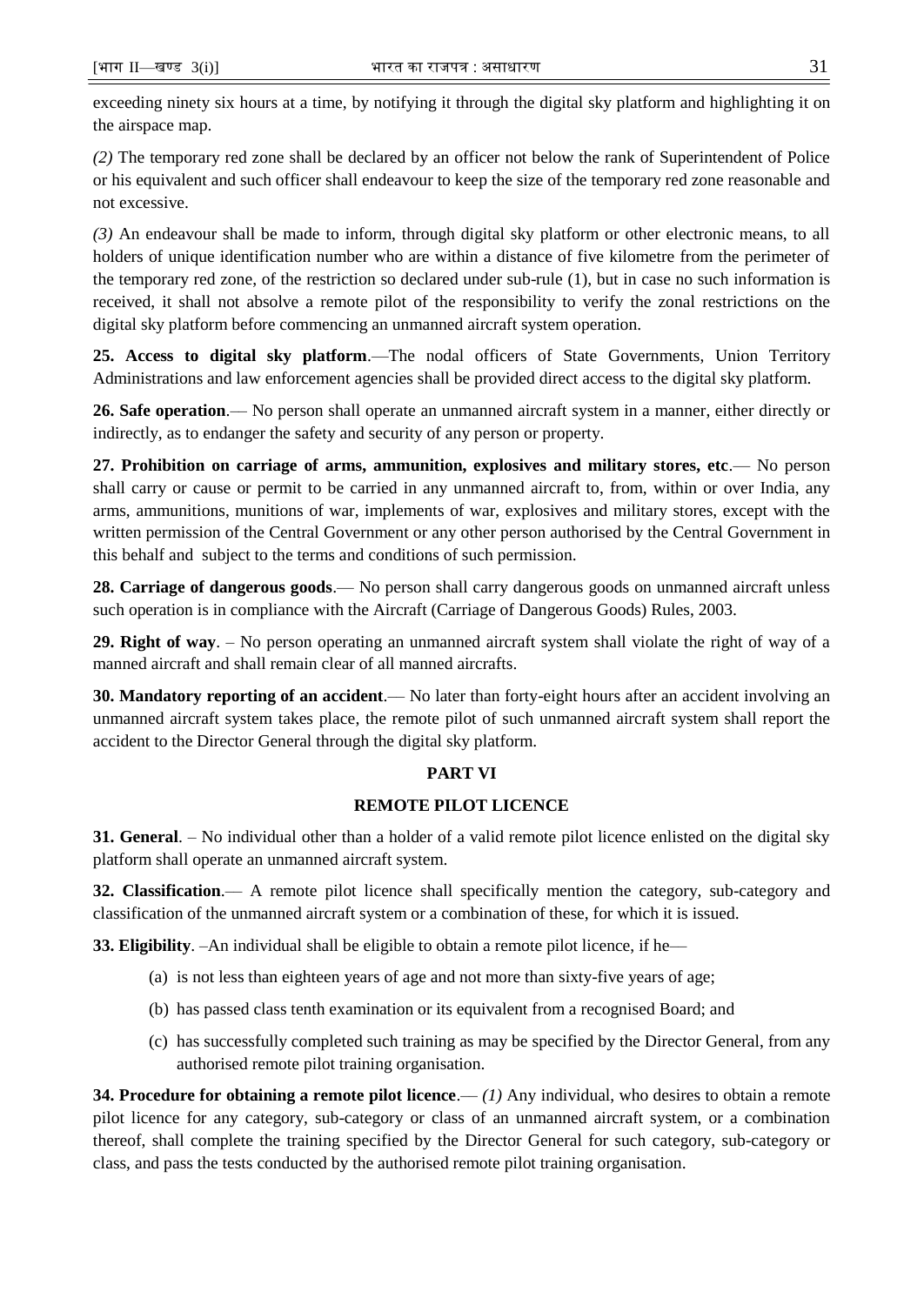exceeding ninety six hours at a time, by notifying it through the digital sky platform and highlighting it on the airspace map.

*(2)* The temporary red zone shall be declared by an officer not below the rank of Superintendent of Police or his equivalent and such officer shall endeavour to keep the size of the temporary red zone reasonable and not excessive.

*(3)* An endeavour shall be made to inform, through digital sky platform or other electronic means, to all holders of unique identification number who are within a distance of five kilometre from the perimeter of the temporary red zone, of the restriction so declared under sub-rule (1), but in case no such information is received, it shall not absolve a remote pilot of the responsibility to verify the zonal restrictions on the digital sky platform before commencing an unmanned aircraft system operation.

**25. Access to digital sky platform**.—The nodal officers of State Governments, Union Territory Administrations and law enforcement agencies shall be provided direct access to the digital sky platform.

**26. Safe operation**.— No person shall operate an unmanned aircraft system in a manner, either directly or indirectly, as to endanger the safety and security of any person or property.

**27. Prohibition on carriage of arms, ammunition, explosives and military stores, etc**.— No person shall carry or cause or permit to be carried in any unmanned aircraft to, from, within or over India, any arms, ammunitions, munitions of war, implements of war, explosives and military stores, except with the written permission of the Central Government or any other person authorised by the Central Government in this behalf and subject to the terms and conditions of such permission.

**28. Carriage of dangerous goods**.— No person shall carry dangerous goods on unmanned aircraft unless such operation is in compliance with the Aircraft (Carriage of Dangerous Goods) Rules, 2003.

**29. Right of way**. – No person operating an unmanned aircraft system shall violate the right of way of a manned aircraft and shall remain clear of all manned aircrafts.

**30. Mandatory reporting of an accident**.— No later than forty-eight hours after an accident involving an unmanned aircraft system takes place, the remote pilot of such unmanned aircraft system shall report the accident to the Director General through the digital sky platform.

## PART VI

## REMOTE PILOT LICENCE

**31. General**. – No individual other than a holder of a valid remote pilot licence enlisted on the digital sky platform shall operate an unmanned aircraft system.

**32. Classification**.— A remote pilot licence shall specifically mention the category, sub-category and classification of the unmanned aircraft system or a combination of these, for which it is issued.

**33. Eligibility**. –An individual shall be eligible to obtain a remote pilot licence, if he—

(a) is not less than eighteen years of age and not more than sixty-five years of age;

(b) has passed class tenth examination or its equivalent from a recognised Board; and

(c) has successfully completed such training as may be specified by the Director General, from any authorised remote pilot training organisation.

**34. Procedure for obtaining a remote pilot licence**.— *(1)* Any individual, who desires to obtain a remote pilot licence for any category, sub-category or class of an unmanned aircraft system, or a combination thereof, shall complete the training specified by the Director General for such category, sub-category or class, and pass the tests conducted by the authorised remote pilot training organisation.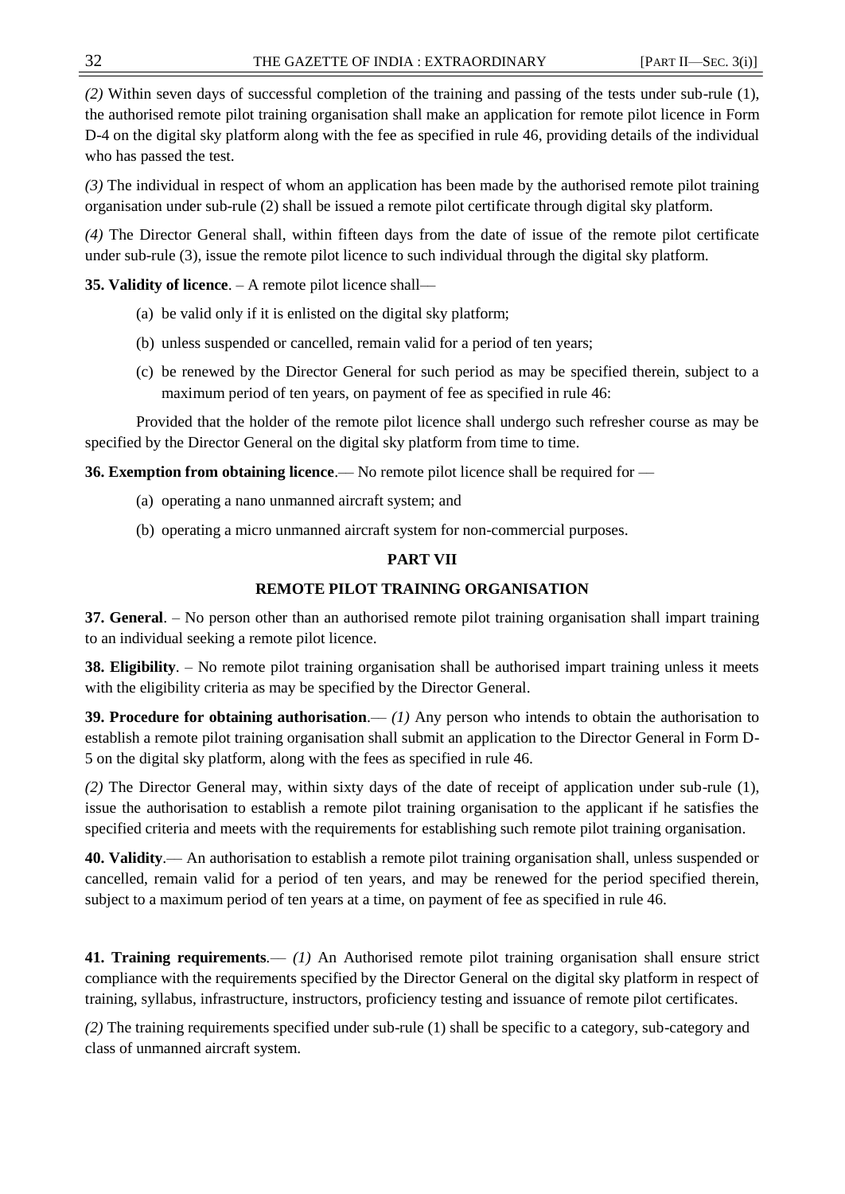*(2)* Within seven days of successful completion of the training and passing of the tests under sub-rule (1), the authorised remote pilot training organisation shall make an application for remote pilot licence in Form D-4 on the digital sky platform along with the fee as specified in rule 46, providing details of the individual who has passed the test.

*(3)* The individual in respect of whom an application has been made by the authorised remote pilot training organisation under sub-rule (2) shall be issued a remote pilot certificate through digital sky platform.

*(4)* The Director General shall, within fifteen days from the date of issue of the remote pilot certificate under sub-rule (3), issue the remote pilot licence to such individual through the digital sky platform.

**35. Validity of licence**. – A remote pilot licence shall—

(a) be valid only if it is enlisted on the digital sky platform;

(b) unless suspended or cancelled, remain valid for a period of ten years;

(c) be renewed by the Director General for such period as may be specified therein, subject to a maximum period of ten years, on payment of fee as specified in rule 46:

Provided that the holder of the remote pilot licence shall undergo such refresher course as may be specified by the Director General on the digital sky platform from time to time.

**36. Exemption from obtaining licence**.— No remote pilot licence shall be required for —

(a) operating a nano unmanned aircraft system; and

(b) operating a micro unmanned aircraft system for non-commercial purposes.

## PART VII

## REMOTE PILOT TRAINING ORGANISATION

**37. General**. – No person other than an authorised remote pilot training organisation shall impart training to an individual seeking a remote pilot licence.

**38. Eligibility**. – No remote pilot training organisation shall be authorised impart training unless it meets with the eligibility criteria as may be specified by the Director General.

**39. Procedure for obtaining authorisation**.— *(1)* Any person who intends to obtain the authorisation to establish a remote pilot training organisation shall submit an application to the Director General in Form D-5 on the digital sky platform, along with the fees as specified in rule 46.

*(2)* The Director General may, within sixty days of the date of receipt of application under sub-rule (1), issue the authorisation to establish a remote pilot training organisation to the applicant if he satisfies the specified criteria and meets with the requirements for establishing such remote pilot training organisation.

**40. Validity**.— An authorisation to establish a remote pilot training organisation shall, unless suspended or cancelled, remain valid for a period of ten years, and may be renewed for the period specified therein, subject to a maximum period of ten years at a time, on payment of fee as specified in rule 46.

**41. Training requirements**.— *(1)* An Authorised remote pilot training organisation shall ensure strict compliance with the requirements specified by the Director General on the digital sky platform in respect of training, syllabus, infrastructure, instructors, proficiency testing and issuance of remote pilot certificates.

*(2)* The training requirements specified under sub-rule (1) shall be specific to a category, sub-category and class of unmanned aircraft system.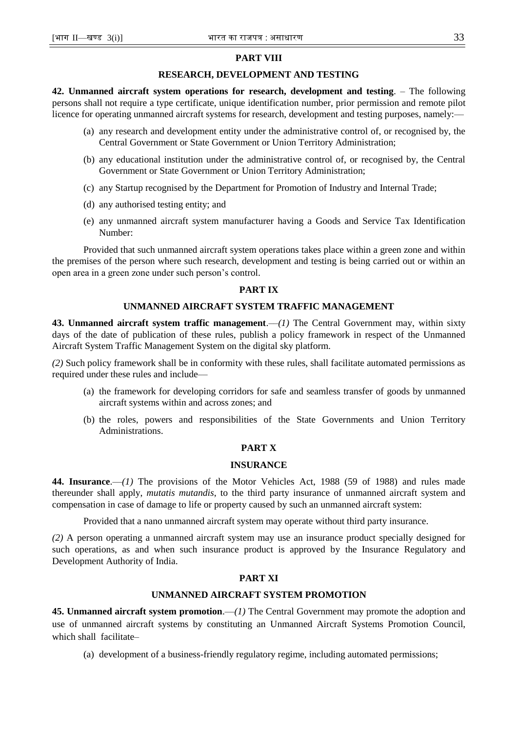## PART VIII

## RESEARCH, DEVELOPMENT AND TESTING

**42. Unmanned aircraft system operations for research, development and testing**. – The following persons shall not require a type certificate, unique identification number, prior permission and remote pilot licence for operating unmanned aircraft systems for research, development and testing purposes, namely:—

(a) any research and development entity under the administrative control of, or recognised by, the Central Government or State Government or Union Territory Administration;

(b) any educational institution under the administrative control of, or recognised by, the Central Government or State Government or Union Territory Administration;

(c) any Startup recognised by the Department for Promotion of Industry and Internal Trade;

(d) any authorised testing entity; and

(e) any unmanned aircraft system manufacturer having a Goods and Service Tax Identification Number:

Provided that such unmanned aircraft system operations takes place within a green zone and within the premises of the person where such research, development and testing is being carried out or within an open area in a green zone under such person's control.

## PART IX

## UNMANNED AIRCRAFT SYSTEM TRAFFIC MANAGEMENT

**43. Unmanned aircraft system traffic management**.—*(1)* The Central Government may, within sixty days of the date of publication of these rules, publish a policy framework in respect of the Unmanned Aircraft System Traffic Management System on the digital sky platform.

*(2)* Such policy framework shall be in conformity with these rules, shall facilitate automated permissions as required under these rules and include—

(a) the framework for developing corridors for safe and seamless transfer of goods by unmanned aircraft systems within and across zones; and

(b) the roles, powers and responsibilities of the State Governments and Union Territory Administrations.

## PART X

## INSURANCE

**44. Insurance**.—*(1)* The provisions of the Motor Vehicles Act, 1988 (59 of 1988) and rules made thereunder shall apply, *mutatis mutandis*, to the third party insurance of unmanned aircraft system and compensation in case of damage to life or property caused by such an unmanned aircraft system:

Provided that a nano unmanned aircraft system may operate without third party insurance.

*(2)* A person operating a unmanned aircraft system may use an insurance product specially designed for such operations, as and when such insurance product is approved by the Insurance Regulatory and Development Authority of India.

## PART XI

## UNMANNED AIRCRAFT SYSTEM PROMOTION

**45. Unmanned aircraft system promotion**.—*(1)* The Central Government may promote the adoption and use of unmanned aircraft systems by constituting an Unmanned Aircraft Systems Promotion Council, which shall facilitate–

(a) development of a business-friendly regulatory regime, including automated permissions;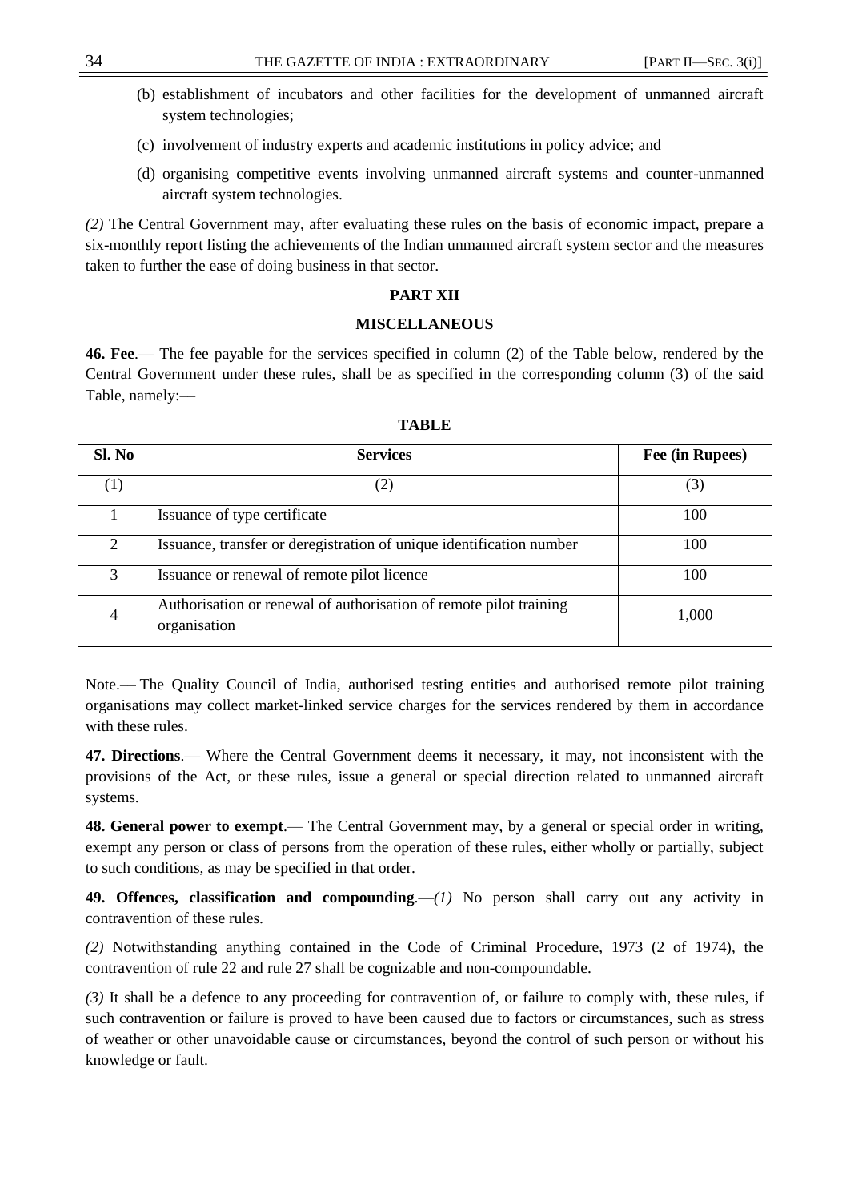(b) establishment of incubators and other facilities for the development of unmanned aircraft system technologies;

(c) involvement of industry experts and academic institutions in policy advice; and

(d) organising competitive events involving unmanned aircraft systems and counter-unmanned aircraft system technologies.

*(2)* The Central Government may, after evaluating these rules on the basis of economic impact, prepare a six-monthly report listing the achievements of the Indian unmanned aircraft system sector and the measures taken to further the ease of doing business in that sector.

## PART XII

## MISCELLANEOUS

**46. Fee**.— The fee payable for the services specified in column (2) of the Table below, rendered by the Central Government under these rules, shall be as specified in the corresponding column (3) of the said Table, namely:—

**TABLE**

| Sl. No | Services | Fee (in Rupees) |
|---|---|---|
| (1) | (2) | (3) |
| 1 | Issuance of type certificate | 100 |
| 2 | Issuance, transfer or deregistration of unique identification number | 100 |
| 3 | Issuance or renewal of remote pilot licence | 100 |
| 4 | Authorisation or renewal of authorisation of remote pilot training organisation | 1,000 |

Note.— The Quality Council of India, authorised testing entities and authorised remote pilot training organisations may collect market-linked service charges for the services rendered by them in accordance with these rules.

**47. Directions**.— Where the Central Government deems it necessary, it may, not inconsistent with the provisions of the Act, or these rules, issue a general or special direction related to unmanned aircraft systems.

**48. General power to exempt**.— The Central Government may, by a general or special order in writing, exempt any person or class of persons from the operation of these rules, either wholly or partially, subject to such conditions, as may be specified in that order.

**49. Offences, classification and compounding**.—*(1)* No person shall carry out any activity in contravention of these rules.

*(2)* Notwithstanding anything contained in the Code of Criminal Procedure, 1973 (2 of 1974), the contravention of rule 22 and rule 27 shall be cognizable and non-compoundable.

*(3)* It shall be a defence to any proceeding for contravention of, or failure to comply with, these rules, if such contravention or failure is proved to have been caused due to factors or circumstances, such as stress of weather or other unavoidable cause or circumstances, beyond the control of such person or without his knowledge or fault.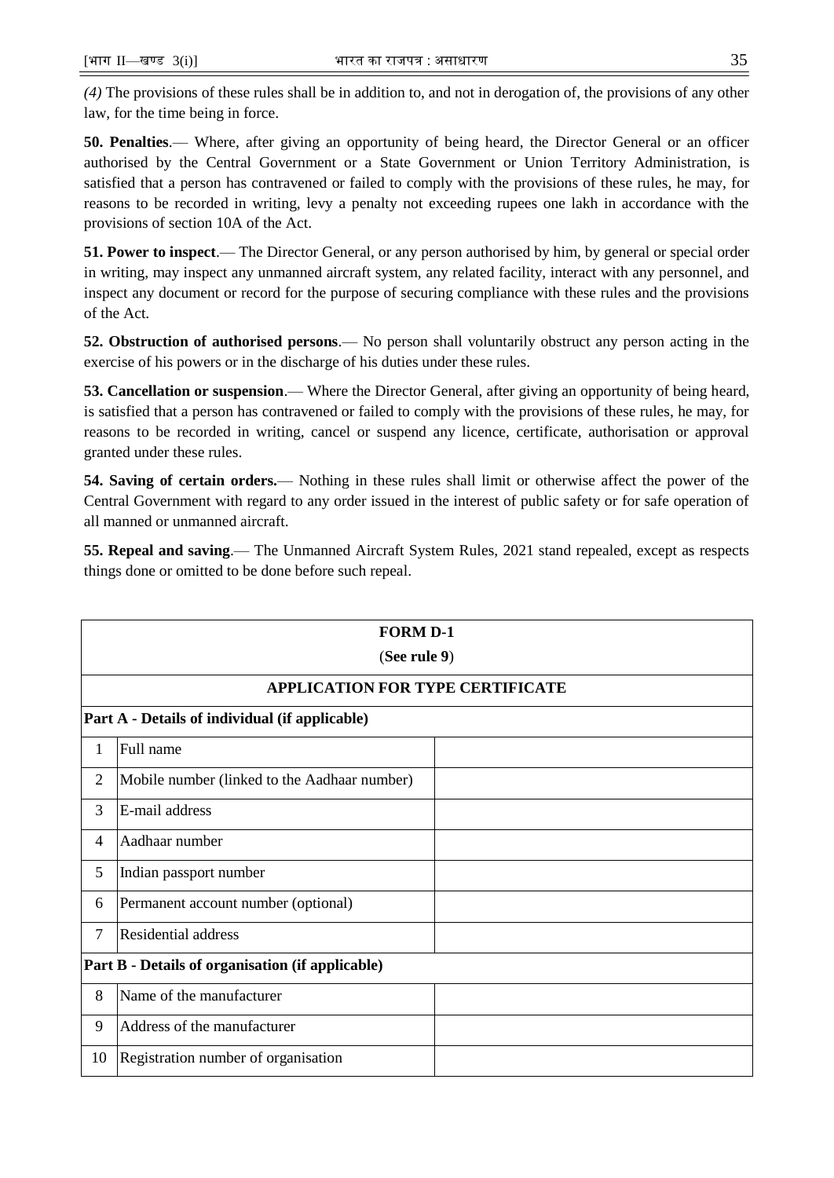*(4)* The provisions of these rules shall be in addition to, and not in derogation of, the provisions of any other law, for the time being in force.

**50. Penalties**.— Where, after giving an opportunity of being heard, the Director General or an officer authorised by the Central Government or a State Government or Union Territory Administration, is satisfied that a person has contravened or failed to comply with the provisions of these rules, he may, for reasons to be recorded in writing, levy a penalty not exceeding rupees one lakh in accordance with the provisions of section 10A of the Act.

**51. Power to inspect**.— The Director General, or any person authorised by him, by general or special order in writing, may inspect any unmanned aircraft system, any related facility, interact with any personnel, and inspect any document or record for the purpose of securing compliance with these rules and the provisions of the Act.

**52. Obstruction of authorised persons**.— No person shall voluntarily obstruct any person acting in the exercise of his powers or in the discharge of his duties under these rules.

**53. Cancellation or suspension**.— Where the Director General, after giving an opportunity of being heard, is satisfied that a person has contravened or failed to comply with the provisions of these rules, he may, for reasons to be recorded in writing, cancel or suspend any licence, certificate, authorisation or approval granted under these rules.

**54. Saving of certain orders.**— Nothing in these rules shall limit or otherwise affect the power of the Central Government with regard to any order issued in the interest of public safety or for safe operation of all manned or unmanned aircraft.

**55. Repeal and saving**.— The Unmanned Aircraft System Rules, 2021 stand repealed, except as respects things done or omitted to be done before such repeal.

| **FORM D-1** (**See rule 9**) | | |
|---|---|---|
| **APPLICATION FOR TYPE CERTIFICATE** | | |
| **Part A - Details of individual (if applicable)** | | |
| 1 | Full name | |
| 2 | Mobile number (linked to the Aadhaar number) | |
| 3 | E-mail address | |
| 4 | Aadhaar number | |
| 5 | Indian passport number | |
| 6 | Permanent account number (optional) | |
| 7 | Residential address | |
| **Part B - Details of organisation (if applicable)** | | |
| 8 | Name of the manufacturer | |
| 9 | Address of the manufacturer | |
| 10 | Registration number of organisation | |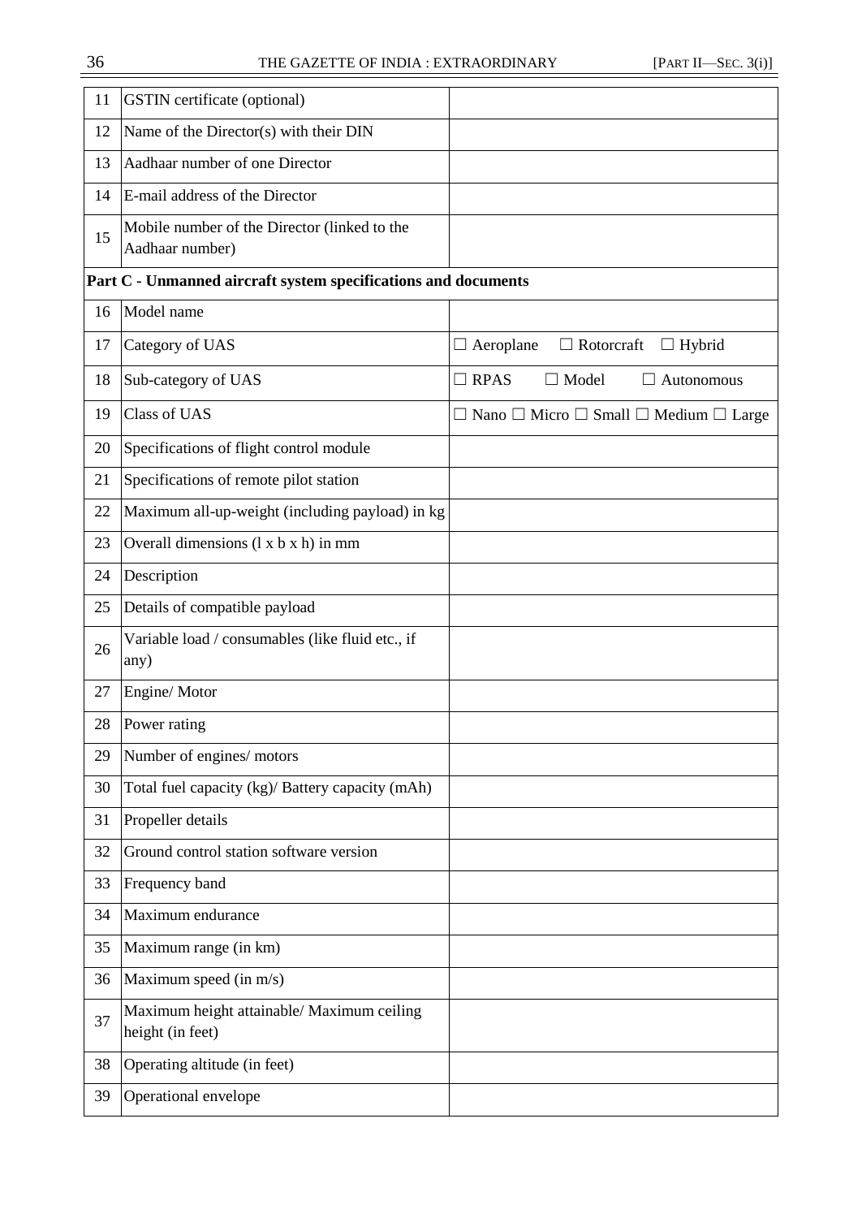| | | |
|---|---|---|
| 11 | GSTIN certificate (optional) | |
| 12 | Name of the Director(s) with their DIN | |
| 13 | Aadhaar number of one Director | |
| 14 | E-mail address of the Director | |
| 15 | Mobile number of the Director (linked to the Aadhaar number) | |
| **Part C - Unmanned aircraft system specifications and documents** | | |
| 16 | Model name | |
| 17 | Category of UAS | ☐ Aeroplane ☐ Rotorcraft ☐ Hybrid |
| 18 | Sub-category of UAS | ☐ RPAS ☐ Model ☐ Autonomous |
| 19 | Class of UAS | ☐ Nano ☐ Micro ☐ Small ☐ Medium ☐ Large |
| 20 | Specifications of flight control module | |
| 21 | Specifications of remote pilot station | |
| 22 | Maximum all-up-weight (including payload) in kg | |
| 23 | Overall dimensions (l x b x h) in mm | |
| 24 | Description | |
| 25 | Details of compatible payload | |
| 26 | Variable load / consumables (like fluid etc., if any) | |
| 27 | Engine/ Motor | |
| 28 | Power rating | |
| 29 | Number of engines/ motors | |
| 30 | Total fuel capacity (kg)/ Battery capacity (mAh) | |
| 31 | Propeller details | |
| 32 | Ground control station software version | |
| 33 | Frequency band | |
| 34 | Maximum endurance | |
| 35 | Maximum range (in km) | |
| 36 | Maximum speed (in m/s) | |
| 37 | Maximum height attainable/ Maximum ceiling height (in feet) | |
| 38 | Operating altitude (in feet) | |
| 39 | Operational envelope | |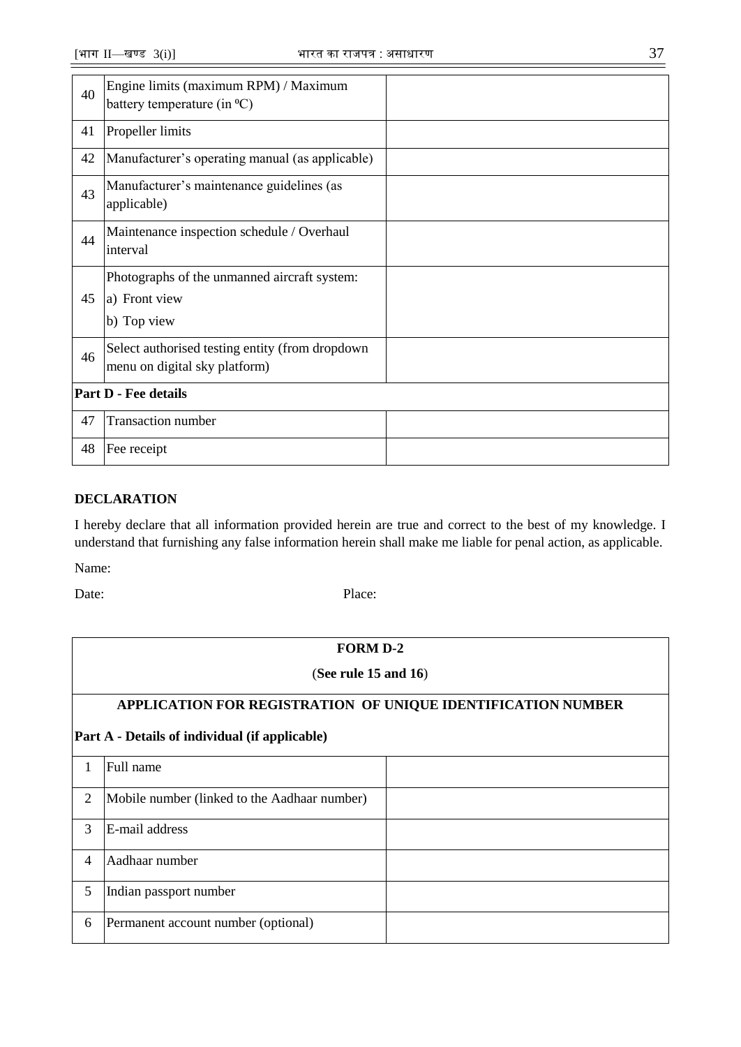| | | |
|---|---|---|
| 40 | Engine limits (maximum RPM) / Maximum battery temperature (in ºC) | |
| 41 | Propeller limits | |
| 42 | Manufacturer's operating manual (as applicable) | |
| 43 | Manufacturer's maintenance guidelines (as applicable) | |
| 44 | Maintenance inspection schedule / Overhaul interval | |
| 45 | Photographs of the unmanned aircraft system:<br>a) Front view<br>b) Top view | |
| 46 | Select authorised testing entity (from dropdown menu on digital sky platform) | |
| **Part D - Fee details** | | |
| 47 | Transaction number | |
| 48 | Fee receipt | |

**DECLARATION**

I hereby declare that all information provided herein are true and correct to the best of my knowledge. I understand that furnishing any false information herein shall make me liable for penal action, as applicable.

Name:

Date: Place:

**FORM D-2**

(**See rule 15 and 16**)

**APPLICATION FOR REGISTRATION OF UNIQUE IDENTIFICATION NUMBER**

**Part A - Details of individual (if applicable)**

| | | |
|---|---|---|
| 1 | Full name | |
| 2 | Mobile number (linked to the Aadhaar number) | |
| 3 | E-mail address | |
| 4 | Aadhaar number | |
| 5 | Indian passport number | |
| 6 | Permanent account number (optional) | |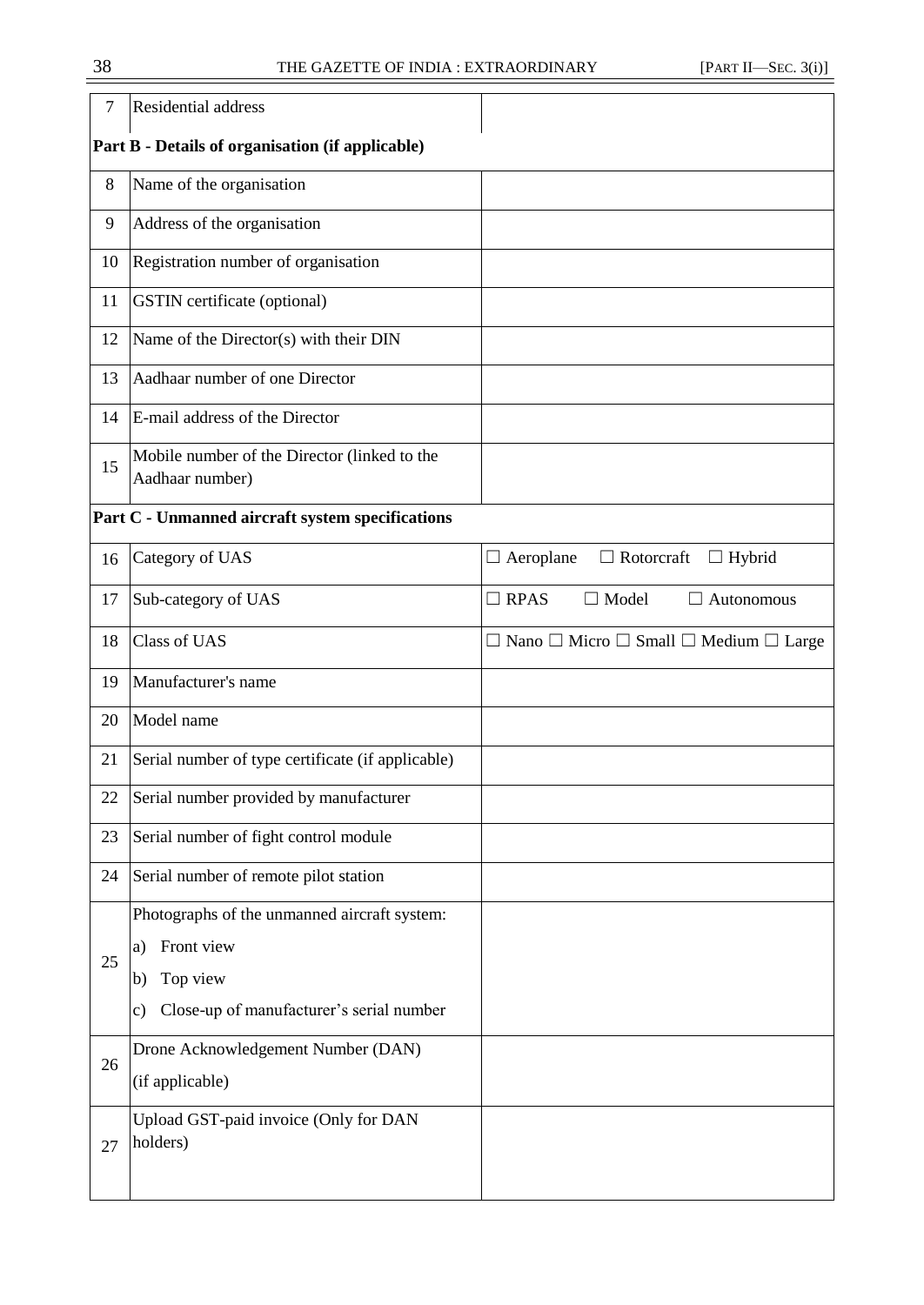| 7 | Residential address | |
|---|---|---|
| **Part B - Details of organisation (if applicable)** | | |
| 8 | Name of the organisation | |
| 9 | Address of the organisation | |
| 10 | Registration number of organisation | |
| 11 | GSTIN certificate (optional) | |
| 12 | Name of the Director(s) with their DIN | |
| 13 | Aadhaar number of one Director | |
| 14 | E-mail address of the Director | |
| 15 | Mobile number of the Director (linked to the Aadhaar number) | |
| **Part C - Unmanned aircraft system specifications** | | |
| 16 | Category of UAS | ☐ Aeroplane ☐ Rotorcraft ☐ Hybrid |
| 17 | Sub-category of UAS | ☐ RPAS ☐ Model ☐ Autonomous |
| 18 | Class of UAS | ☐ Nano ☐ Micro ☐ Small ☐ Medium ☐ Large |
| 19 | Manufacturer's name | |
| 20 | Model name | |
| 21 | Serial number of type certificate (if applicable) | |
| 22 | Serial number provided by manufacturer | |
| 23 | Serial number of fight control module | |
| 24 | Serial number of remote pilot station | |
| 25 | Photographs of the unmanned aircraft system:<br>a) Front view<br>b) Top view<br>c) Close-up of manufacturer's serial number | |
| 26 | Drone Acknowledgement Number (DAN)<br>(if applicable) | |
| 27 | Upload GST-paid invoice (Only for DAN holders) | |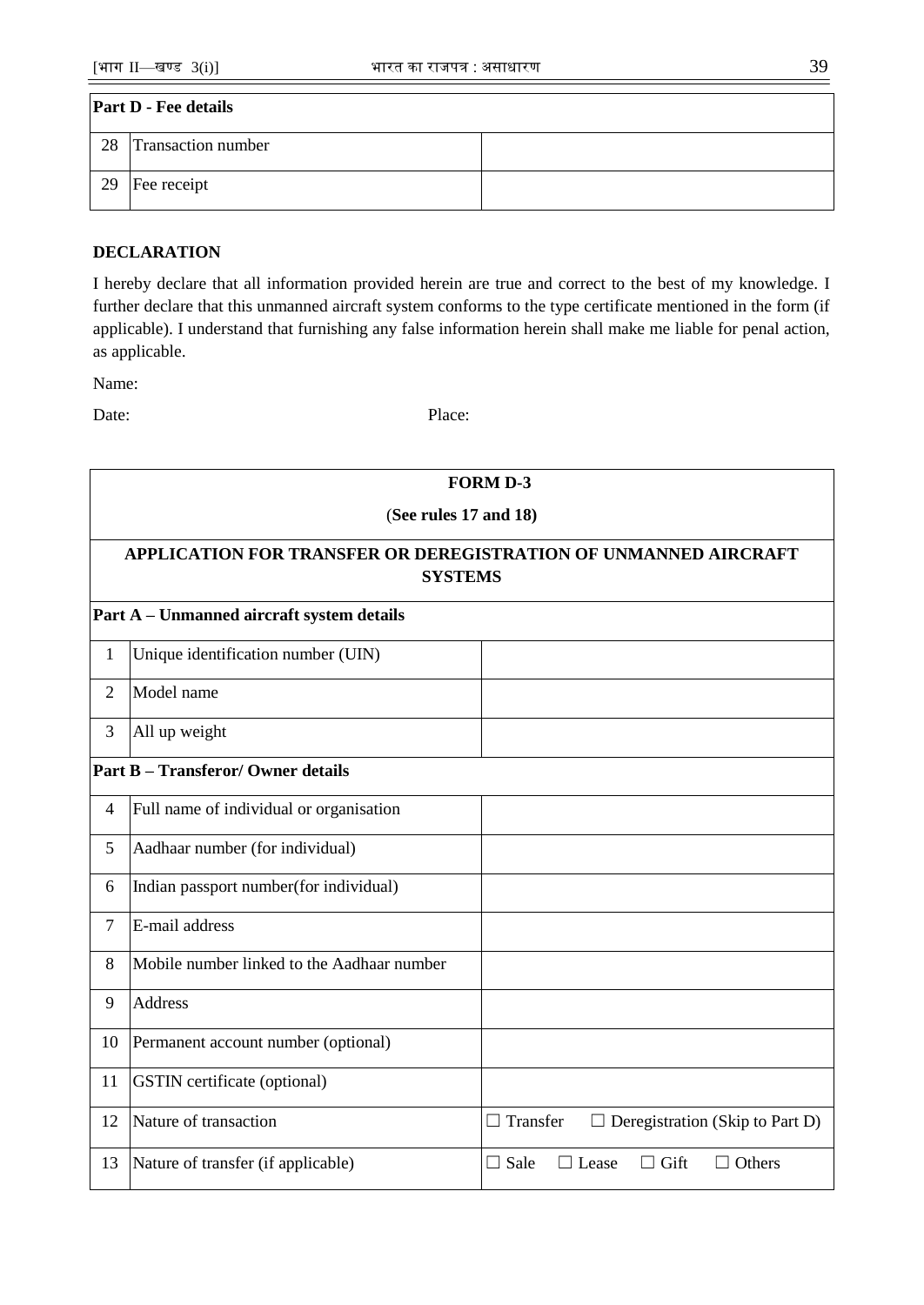| Part D - Fee details | | |
|---|---|---|
| 28 | Transaction number | |
| 29 | Fee receipt | |

**DECLARATION**

I hereby declare that all information provided herein are true and correct to the best of my knowledge. I further declare that this unmanned aircraft system conforms to the type certificate mentioned in the form (if applicable). I understand that furnishing any false information herein shall make me liable for penal action, as applicable.

Name:

Date: Place:

**FORM D-3**

(**See rules 17 and 18)**

**APPLICATION FOR TRANSFER OR DEREGISTRATION OF UNMANNED AIRCRAFT SYSTEMS**

| Part A – Unmanned aircraft system details | | |
|---|---|---|
| 1 | Unique identification number (UIN) | |
| 2 | Model name | |
| 3 | All up weight | |
| **Part B – Transferor/ Owner details** | | |
| 4 | Full name of individual or organisation | |
| 5 | Aadhaar number (for individual) | |
| 6 | Indian passport number(for individual) | |
| 7 | E-mail address | |
| 8 | Mobile number linked to the Aadhaar number | |
| 9 | Address | |
| 10 | Permanent account number (optional) | |
| 11 | GSTIN certificate (optional) | |
| 12 | Nature of transaction | ☐ Transfer ☐ Deregistration (Skip to Part D) |
| 13 | Nature of transfer (if applicable) | ☐ Sale ☐ Lease ☐ Gift ☐ Others |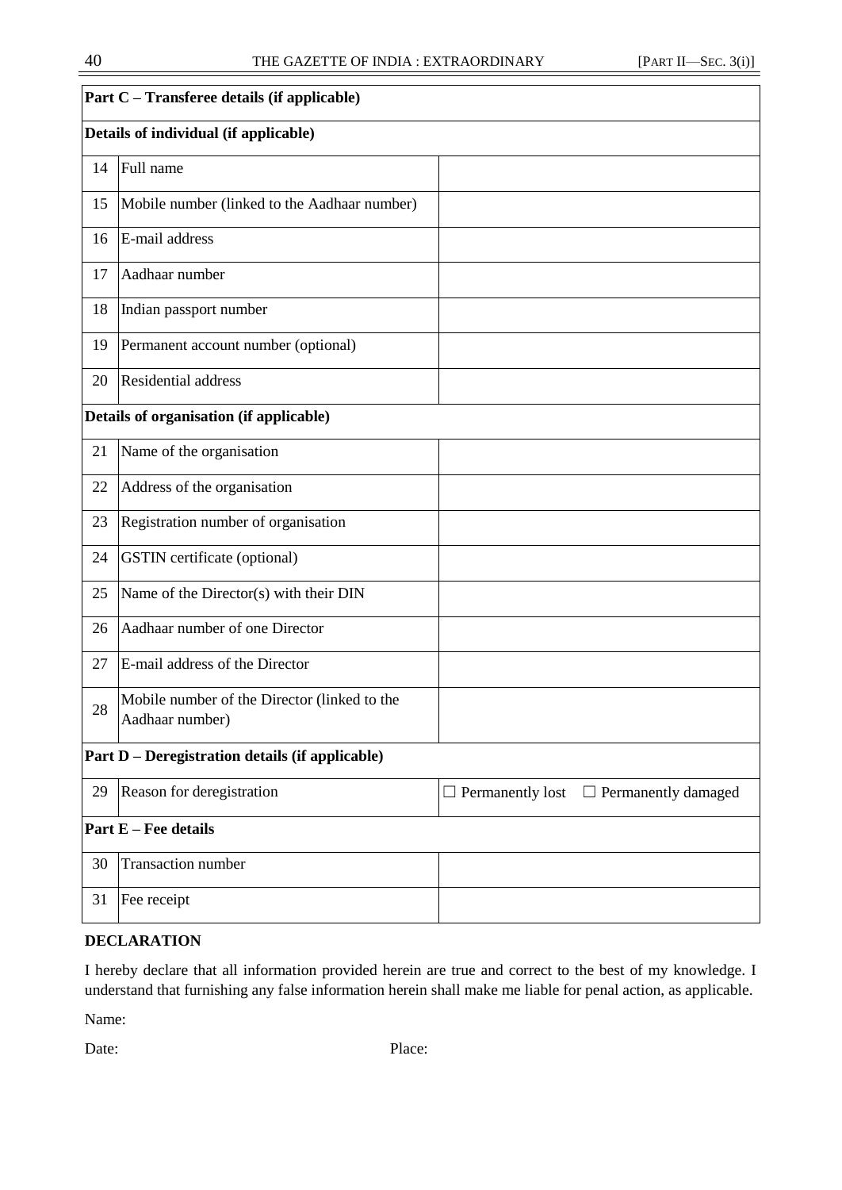| Part C – Transferee details (if applicable) | | |
|---|---|---|
| **Details of individual (if applicable)** | | |
| 14 | Full name | |
| 15 | Mobile number (linked to the Aadhaar number) | |
| 16 | E-mail address | |
| 17 | Aadhaar number | |
| 18 | Indian passport number | |
| 19 | Permanent account number (optional) | |
| 20 | Residential address | |
| **Details of organisation (if applicable)** | | |
| 21 | Name of the organisation | |
| 22 | Address of the organisation | |
| 23 | Registration number of organisation | |
| 24 | GSTIN certificate (optional) | |
| 25 | Name of the Director(s) with their DIN | |
| 26 | Aadhaar number of one Director | |
| 27 | E-mail address of the Director | |
| 28 | Mobile number of the Director (linked to the Aadhaar number) | |
| **Part D – Deregistration details (if applicable)** | | |
| 29 | Reason for deregistration | ☐ Permanently lost ☐ Permanently damaged |
| **Part E – Fee details** | | |
| 30 | Transaction number | |
| 31 | Fee receipt | |

**DECLARATION**

I hereby declare that all information provided herein are true and correct to the best of my knowledge. I understand that furnishing any false information herein shall make me liable for penal action, as applicable.

Name:

Date: Place: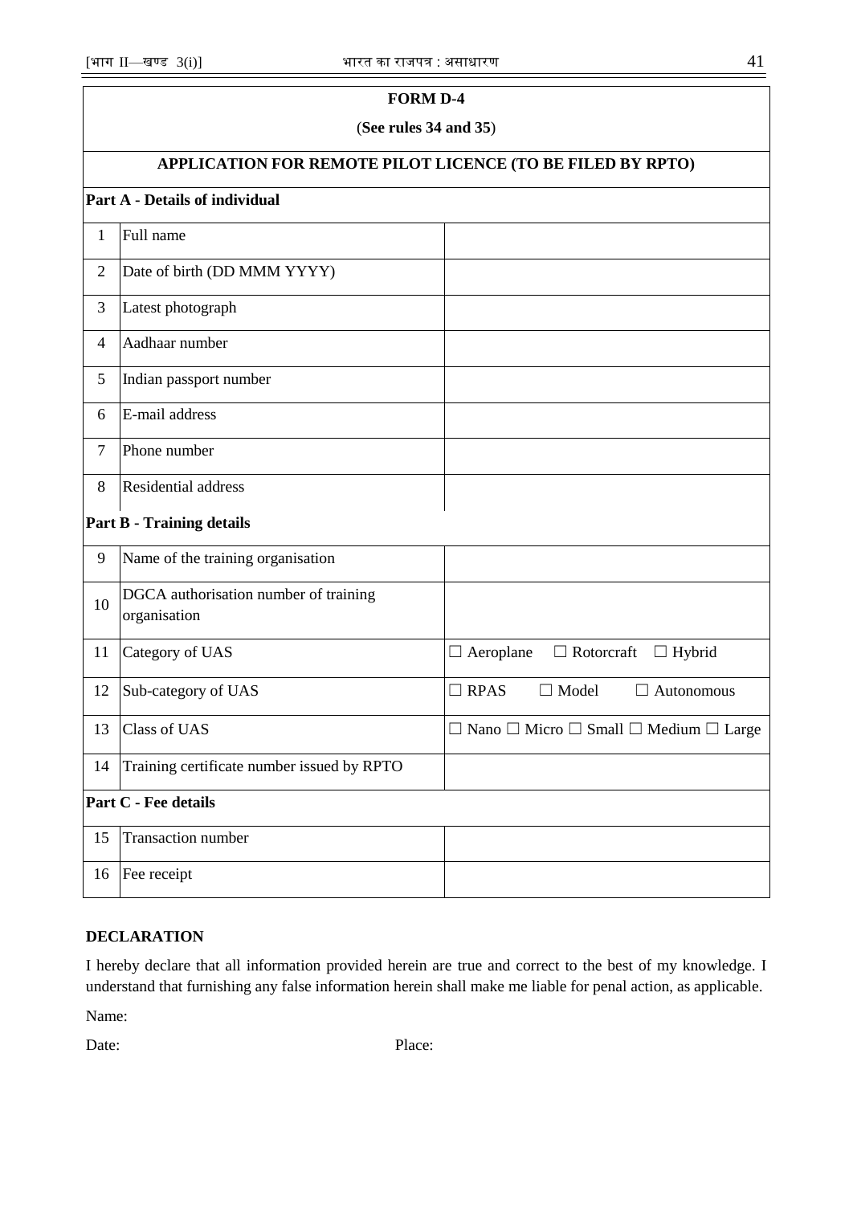**FORM D-4**

(**See rules 34 and 35**)

**APPLICATION FOR REMOTE PILOT LICENCE (TO BE FILED BY RPTO)**

| | | |
|---|---|---|
| **Part A - Details of individual** | | |
| 1 | Full name | |
| 2 | Date of birth (DD MMM YYYY) | |
| 3 | Latest photograph | |
| 4 | Aadhaar number | |
| 5 | Indian passport number | |
| 6 | E-mail address | |
| 7 | Phone number | |
| 8 | Residential address | |
| **Part B - Training details** | | |
| 9 | Name of the training organisation | |
| 10 | DGCA authorisation number of training organisation | |
| 11 | Category of UAS | ☐ Aeroplane ☐ Rotorcraft ☐ Hybrid |
| 12 | Sub-category of UAS | ☐ RPAS ☐ Model ☐ Autonomous |
| 13 | Class of UAS | ☐ Nano ☐ Micro ☐ Small ☐ Medium ☐ Large |
| 14 | Training certificate number issued by RPTO | |
| **Part C - Fee details** | | |
| 15 | Transaction number | |
| 16 | Fee receipt | |

**DECLARATION**

I hereby declare that all information provided herein are true and correct to the best of my knowledge. I understand that furnishing any false information herein shall make me liable for penal action, as applicable.

Name:

Date: Place: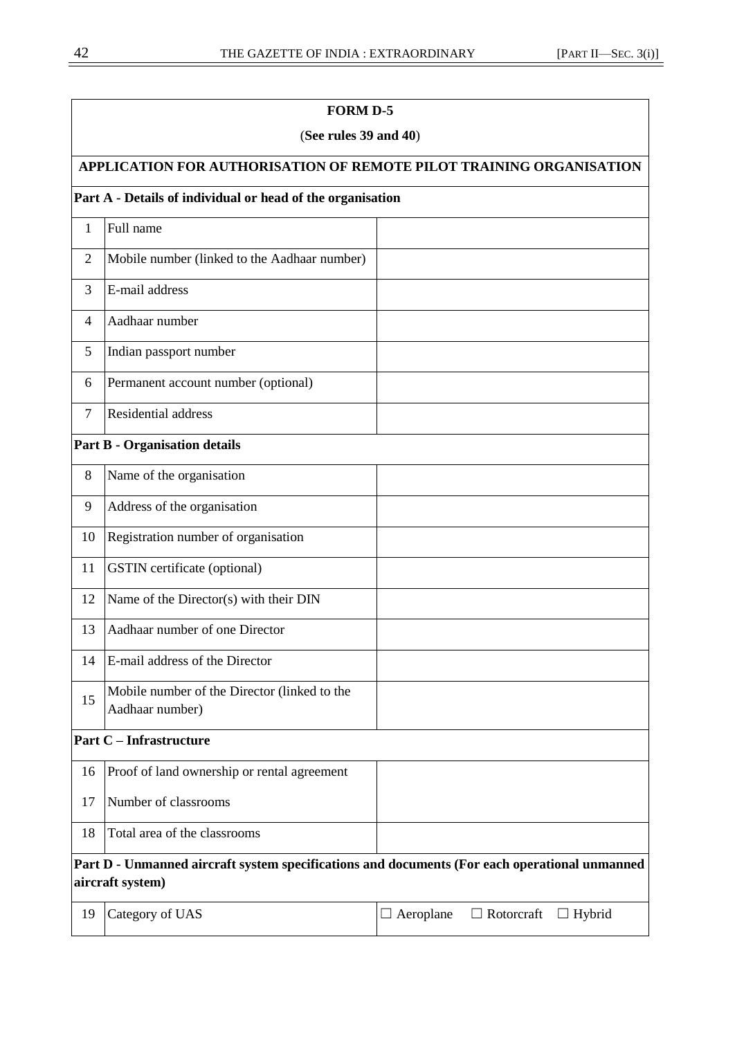**FORM D-5**

(**See rules 39 and 40**)

**APPLICATION FOR AUTHORISATION OF REMOTE PILOT TRAINING ORGANISATION**

| | | |
|---|---|---|
| **Part A - Details of individual or head of the organisation** | | |
| 1 | Full name | |
| 2 | Mobile number (linked to the Aadhaar number) | |
| 3 | E-mail address | |
| 4 | Aadhaar number | |
| 5 | Indian passport number | |
| 6 | Permanent account number (optional) | |
| 7 | Residential address | |
| **Part B - Organisation details** | | |
| 8 | Name of the organisation | |
| 9 | Address of the organisation | |
| 10 | Registration number of organisation | |
| 11 | GSTIN certificate (optional) | |
| 12 | Name of the Director(s) with their DIN | |
| 13 | Aadhaar number of one Director | |
| 14 | E-mail address of the Director | |
| 15 | Mobile number of the Director (linked to the Aadhaar number) | |
| **Part C – Infrastructure** | | |
| 16 | Proof of land ownership or rental agreement | |
| 17 | Number of classrooms | |
| 18 | Total area of the classrooms | |
| **Part D - Unmanned aircraft system specifications and documents (For each operational unmanned aircraft system)** | | |
| 19 | Category of UAS | ☐ Aeroplane ☐ Rotorcraft ☐ Hybrid |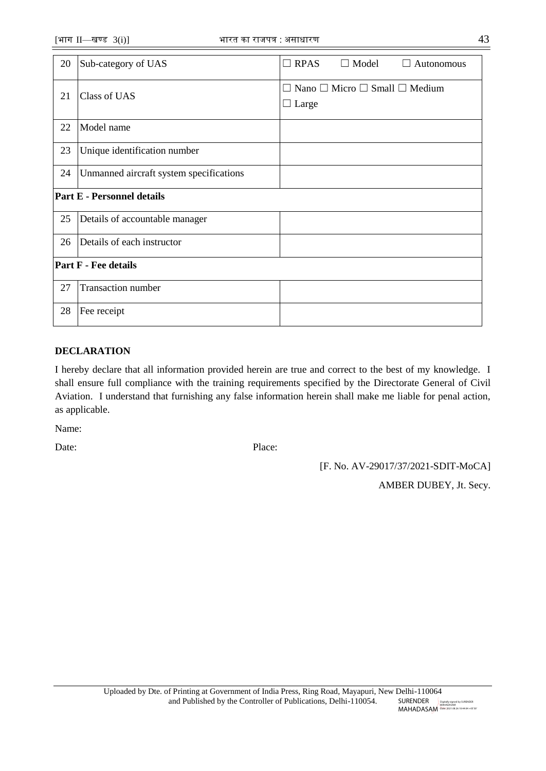| | | |
|---|---|---|
| 20 | Sub-category of UAS | ☐ RPAS ☐ Model ☐ Autonomous |
| 21 | Class of UAS | ☐ Nano ☐ Micro ☐ Small ☐ Medium ☐ Large |
| 22 | Model name | |
| 23 | Unique identification number | |
| 24 | Unmanned aircraft system specifications | |
| **Part E - Personnel details** | | |
| 25 | Details of accountable manager | |
| 26 | Details of each instructor | |
| **Part F - Fee details** | | |
| 27 | Transaction number | |
| 28 | Fee receipt | |

**DECLARATION**

I hereby declare that all information provided herein are true and correct to the best of my knowledge. I shall ensure full compliance with the training requirements specified by the Directorate General of Civil Aviation. I understand that furnishing any false information herein shall make me liable for penal action, as applicable.

Name:

Date: Place:

[F. No. AV-29017/37/2021-SDIT-MoCA]

AMBER DUBEY, Jt. Secy.

Uploaded by Dte. of Printing at Government of India Press, Ring Road, Mayapuri, New Delhi-110064 and Published by the Controller of Publications, Delhi-110054.